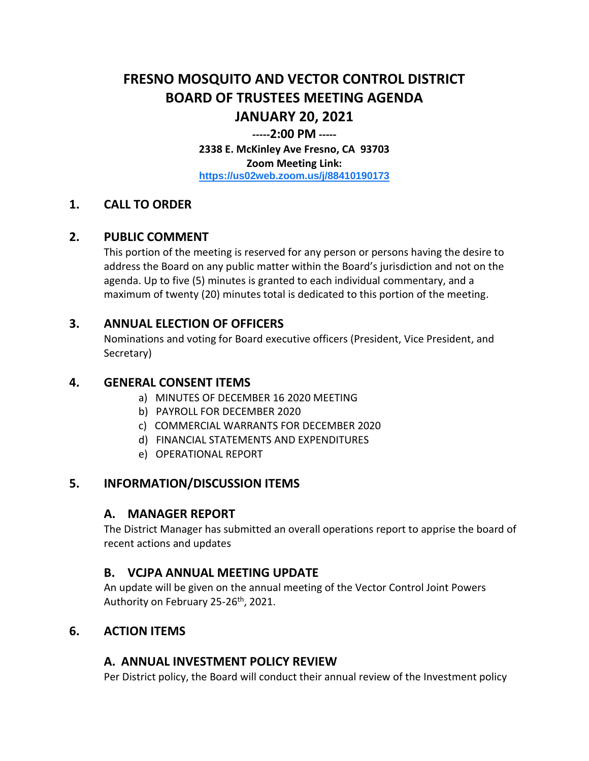# FRESNO MOSQUITO AND VECTOR CONTROL DISTRICT
# BOARD OF TRUSTEES MEETING AGENDA
# JANUARY 20, 2021

**-----2:00 PM -----**

**2338 E. McKinley Ave Fresno, CA 93703**

**Zoom Meeting Link:**

**https://us02web.zoom.us/j/88410190173**

## 1. CALL TO ORDER

## 2. PUBLIC COMMENT

This portion of the meeting is reserved for any person or persons having the desire to address the Board on any public matter within the Board's jurisdiction and not on the agenda. Up to five (5) minutes is granted to each individual commentary, and a maximum of twenty (20) minutes total is dedicated to this portion of the meeting.

## 3. ANNUAL ELECTION OF OFFICERS

Nominations and voting for Board executive officers (President, Vice President, and Secretary)

## 4. GENERAL CONSENT ITEMS

a) MINUTES OF DECEMBER 16 2020 MEETING
b) PAYROLL FOR DECEMBER 2020
c) COMMERCIAL WARRANTS FOR DECEMBER 2020
d) FINANCIAL STATEMENTS AND EXPENDITURES
e) OPERATIONAL REPORT

## 5. INFORMATION/DISCUSSION ITEMS

### A. MANAGER REPORT

The District Manager has submitted an overall operations report to apprise the board of recent actions and updates

### B. VCJPA ANNUAL MEETING UPDATE

An update will be given on the annual meeting of the Vector Control Joint Powers Authority on February 25-26th, 2021.

## 6. ACTION ITEMS

### A. ANNUAL INVESTMENT POLICY REVIEW

Per District policy, the Board will conduct their annual review of the Investment policy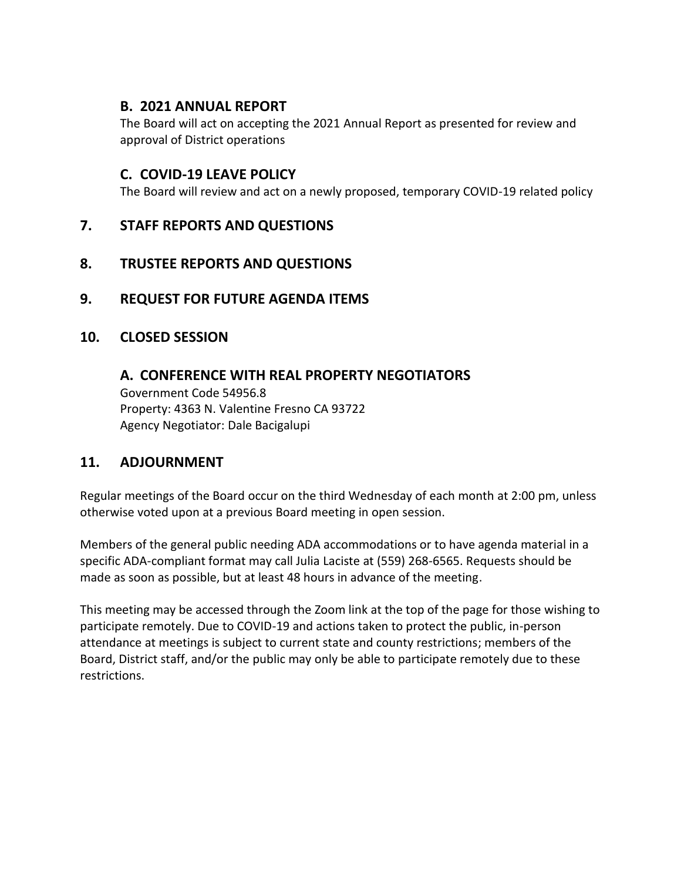### B. 2021 ANNUAL REPORT

The Board will act on accepting the 2021 Annual Report as presented for review and approval of District operations

### C. COVID-19 LEAVE POLICY

The Board will review and act on a newly proposed, temporary COVID-19 related policy

## 7. STAFF REPORTS AND QUESTIONS

## 8. TRUSTEE REPORTS AND QUESTIONS

## 9. REQUEST FOR FUTURE AGENDA ITEMS

## 10. CLOSED SESSION

### A. CONFERENCE WITH REAL PROPERTY NEGOTIATORS

Government Code 54956.8
Property: 4363 N. Valentine Fresno CA 93722
Agency Negotiator: Dale Bacigalupi

## 11. ADJOURNMENT

Regular meetings of the Board occur on the third Wednesday of each month at 2:00 pm, unless otherwise voted upon at a previous Board meeting in open session.

Members of the general public needing ADA accommodations or to have agenda material in a specific ADA-compliant format may call Julia Laciste at (559) 268-6565. Requests should be made as soon as possible, but at least 48 hours in advance of the meeting.

This meeting may be accessed through the Zoom link at the top of the page for those wishing to participate remotely. Due to COVID-19 and actions taken to protect the public, in-person attendance at meetings is subject to current state and county restrictions; members of the Board, District staff, and/or the public may only be able to participate remotely due to these restrictions.